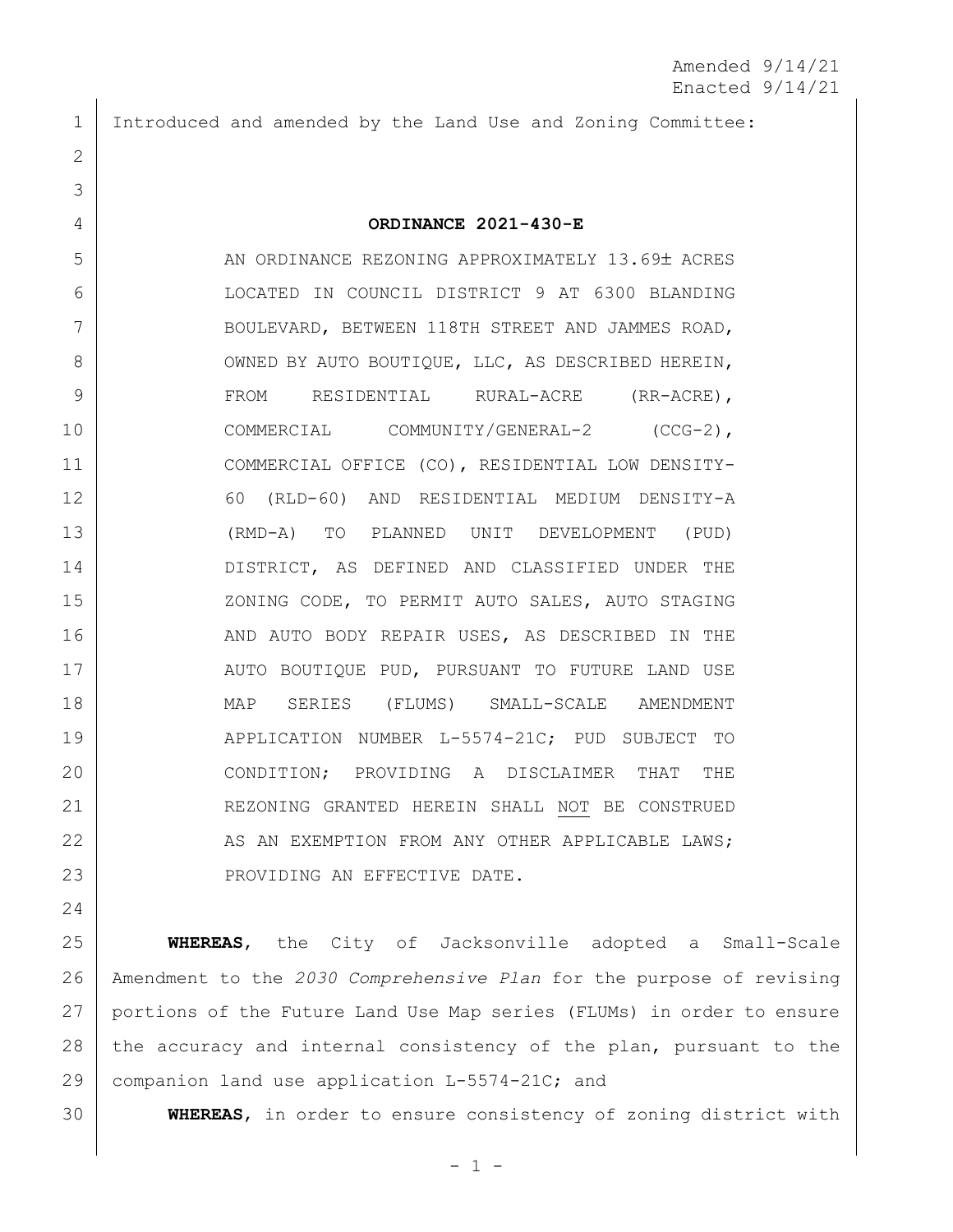Amended 9/14/21
Enacted 9/14/21

Introduced and amended by the Land Use and Zoning Committee:

**ORDINANCE 2021-430-E**

AN ORDINANCE REZONING APPROXIMATELY 13.69± ACRES LOCATED IN COUNCIL DISTRICT 9 AT 6300 BLANDING BOULEVARD, BETWEEN 118TH STREET AND JAMMES ROAD, OWNED BY AUTO BOUTIQUE, LLC, AS DESCRIBED HEREIN, FROM RESIDENTIAL RURAL-ACRE (RR-ACRE), COMMERCIAL COMMUNITY/GENERAL-2 (CCG-2), COMMERCIAL OFFICE (CO), RESIDENTIAL LOW DENSITY-60 (RLD-60) AND RESIDENTIAL MEDIUM DENSITY-A (RMD-A) TO PLANNED UNIT DEVELOPMENT (PUD) DISTRICT, AS DEFINED AND CLASSIFIED UNDER THE ZONING CODE, TO PERMIT AUTO SALES, AUTO STAGING AND AUTO BODY REPAIR USES, AS DESCRIBED IN THE AUTO BOUTIQUE PUD, PURSUANT TO FUTURE LAND USE MAP SERIES (FLUMS) SMALL-SCALE AMENDMENT APPLICATION NUMBER L-5574-21C; PUD SUBJECT TO CONDITION; PROVIDING A DISCLAIMER THAT THE REZONING GRANTED HEREIN SHALL NOT BE CONSTRUED AS AN EXEMPTION FROM ANY OTHER APPLICABLE LAWS; PROVIDING AN EFFECTIVE DATE.

**WHEREAS**, the City of Jacksonville adopted a Small-Scale Amendment to the *2030 Comprehensive Plan* for the purpose of revising portions of the Future Land Use Map series (FLUMs) in order to ensure the accuracy and internal consistency of the plan, pursuant to the companion land use application L-5574-21C; and

**WHEREAS**, in order to ensure consistency of zoning district with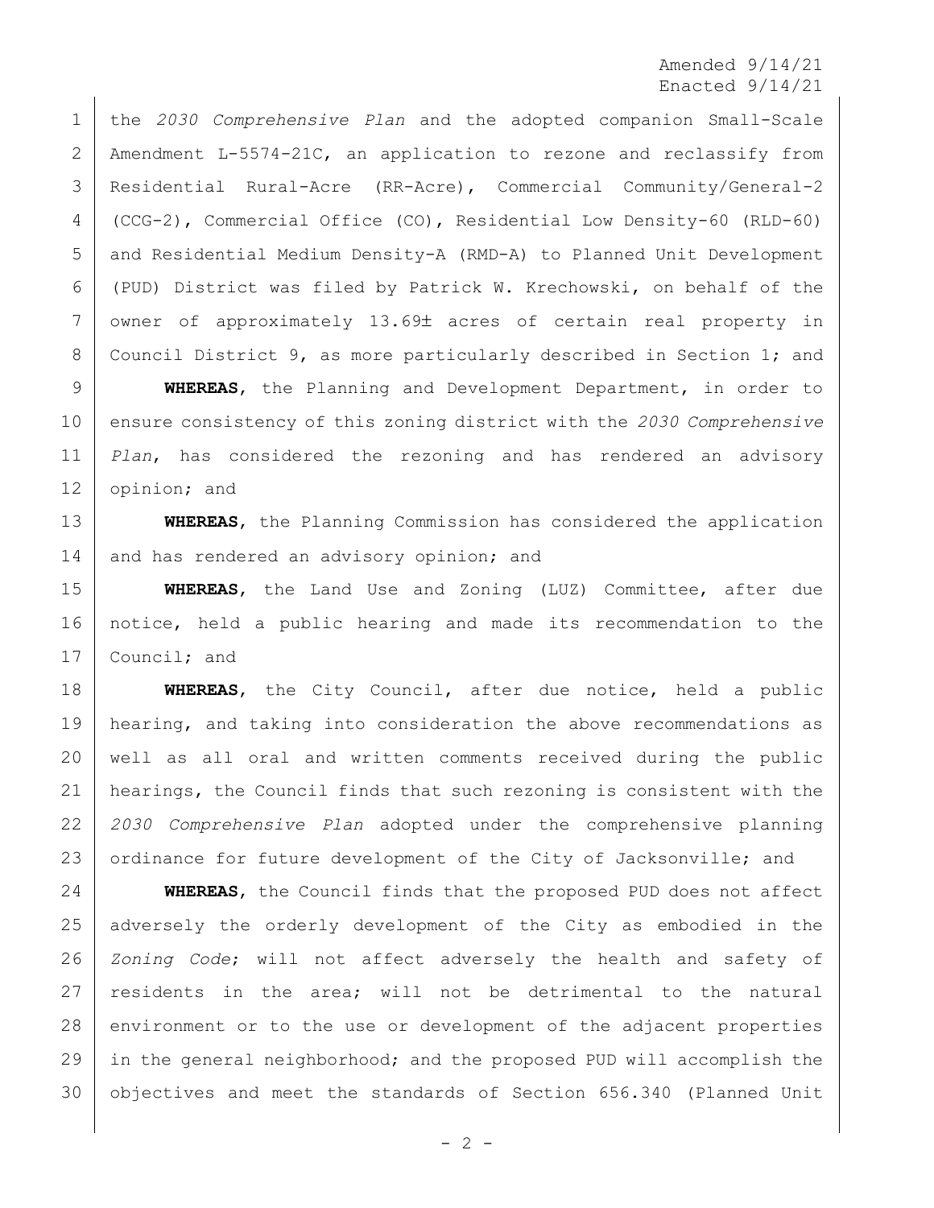the *2030 Comprehensive Plan* and the adopted companion Small-Scale Amendment L-5574-21C, an application to rezone and reclassify from Residential Rural-Acre (RR-Acre), Commercial Community/General-2 (CCG-2), Commercial Office (CO), Residential Low Density-60 (RLD-60) and Residential Medium Density-A (RMD-A) to Planned Unit Development (PUD) District was filed by Patrick W. Krechowski, on behalf of the owner of approximately 13.69± acres of certain real property in Council District 9, as more particularly described in Section 1; and

**WHEREAS**, the Planning and Development Department, in order to ensure consistency of this zoning district with the *2030 Comprehensive Plan*, has considered the rezoning and has rendered an advisory opinion; and

**WHEREAS**, the Planning Commission has considered the application and has rendered an advisory opinion; and

**WHEREAS**, the Land Use and Zoning (LUZ) Committee, after due notice, held a public hearing and made its recommendation to the Council; and

**WHEREAS**, the City Council, after due notice, held a public hearing, and taking into consideration the above recommendations as well as all oral and written comments received during the public hearings, the Council finds that such rezoning is consistent with the *2030 Comprehensive Plan* adopted under the comprehensive planning ordinance for future development of the City of Jacksonville; and

**WHEREAS**, the Council finds that the proposed PUD does not affect adversely the orderly development of the City as embodied in the *Zoning Code*; will not affect adversely the health and safety of residents in the area; will not be detrimental to the natural environment or to the use or development of the adjacent properties in the general neighborhood; and the proposed PUD will accomplish the objectives and meet the standards of Section 656.340 (Planned Unit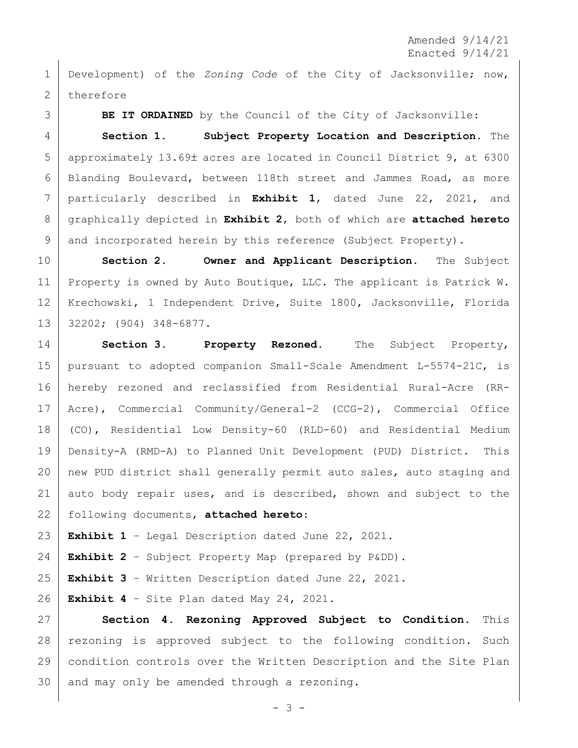Amended 9/14/21
Enacted 9/14/21

Development) of the *Zoning Code* of the City of Jacksonville; now, therefore

**BE IT ORDAINED** by the Council of the City of Jacksonville:

**Section 1. Subject Property Location and Description.** The approximately 13.69± acres are located in Council District 9, at 6300 Blanding Boulevard, between 118th street and Jammes Road, as more particularly described in **Exhibit 1**, dated June 22, 2021, and graphically depicted in **Exhibit 2**, both of which are **attached hereto** and incorporated herein by this reference (Subject Property).

**Section 2. Owner and Applicant Description.** The Subject Property is owned by Auto Boutique, LLC. The applicant is Patrick W. Krechowski, 1 Independent Drive, Suite 1800, Jacksonville, Florida 32202; (904) 348-6877.

**Section 3. Property Rezoned.** The Subject Property, pursuant to adopted companion Small-Scale Amendment L-5574-21C, is hereby rezoned and reclassified from Residential Rural-Acre (RR-Acre), Commercial Community/General-2 (CCG-2), Commercial Office (CO), Residential Low Density-60 (RLD-60) and Residential Medium Density-A (RMD-A) to Planned Unit Development (PUD) District. This new PUD district shall generally permit auto sales, auto staging and auto body repair uses, and is described, shown and subject to the following documents, **attached hereto**:

**Exhibit 1** – Legal Description dated June 22, 2021.

**Exhibit 2** – Subject Property Map (prepared by P&DD).

**Exhibit 3** – Written Description dated June 22, 2021.

**Exhibit 4** – Site Plan dated May 24, 2021.

**Section 4. Rezoning Approved Subject to Condition.** This rezoning is approved subject to the following condition. Such condition controls over the Written Description and the Site Plan and may only be amended through a rezoning.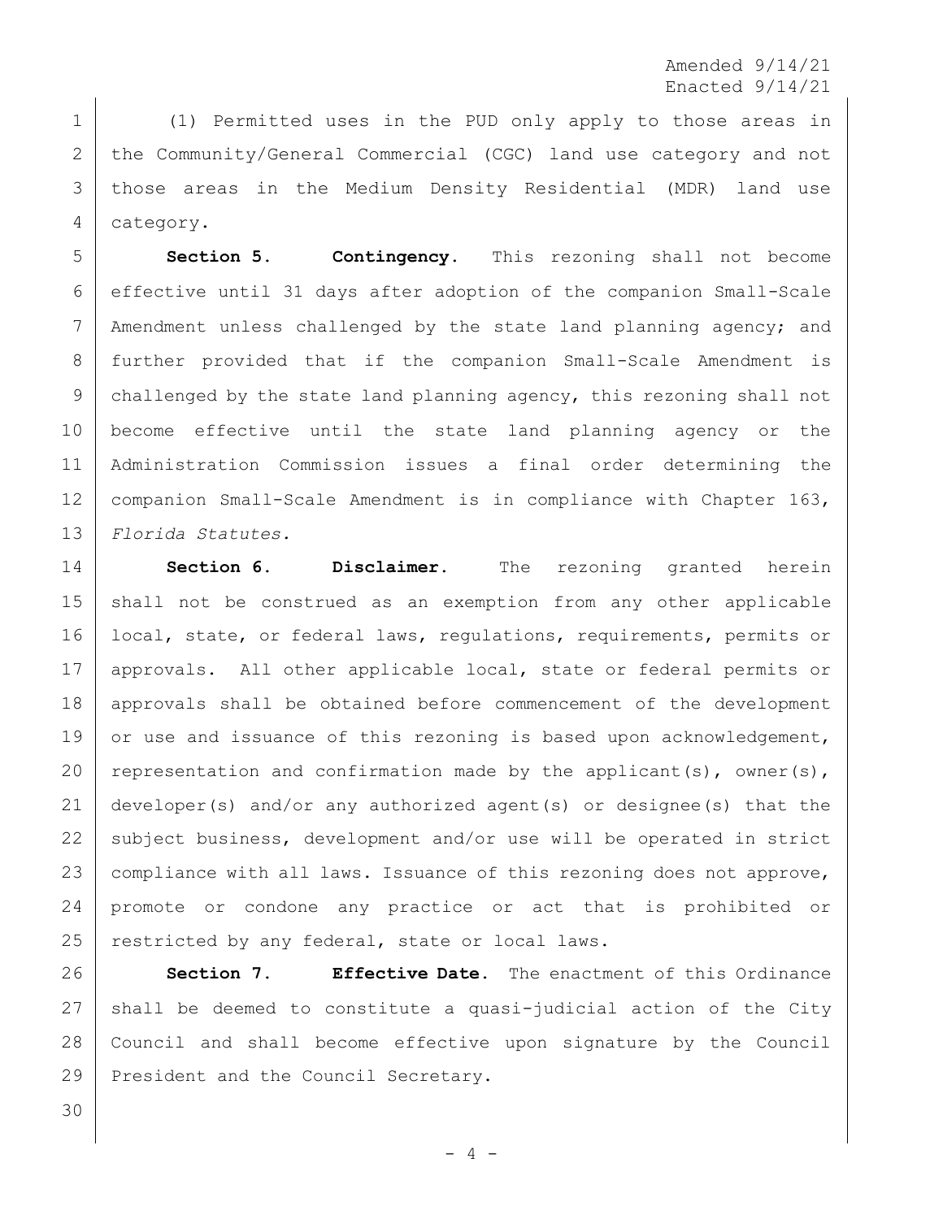Amended 9/14/21
Enacted 9/14/21

(1) Permitted uses in the PUD only apply to those areas in the Community/General Commercial (CGC) land use category and not those areas in the Medium Density Residential (MDR) land use category.

**Section 5. Contingency.** This rezoning shall not become effective until 31 days after adoption of the companion Small-Scale Amendment unless challenged by the state land planning agency; and further provided that if the companion Small-Scale Amendment is challenged by the state land planning agency, this rezoning shall not become effective until the state land planning agency or the Administration Commission issues a final order determining the companion Small-Scale Amendment is in compliance with Chapter 163, *Florida Statutes.*

**Section 6. Disclaimer.** The rezoning granted herein shall not be construed as an exemption from any other applicable local, state, or federal laws, regulations, requirements, permits or approvals. All other applicable local, state or federal permits or approvals shall be obtained before commencement of the development or use and issuance of this rezoning is based upon acknowledgement, representation and confirmation made by the applicant(s), owner(s), developer(s) and/or any authorized agent(s) or designee(s) that the subject business, development and/or use will be operated in strict compliance with all laws. Issuance of this rezoning does not approve, promote or condone any practice or act that is prohibited or restricted by any federal, state or local laws.

**Section 7. Effective Date.** The enactment of this Ordinance shall be deemed to constitute a quasi-judicial action of the City Council and shall become effective upon signature by the Council President and the Council Secretary.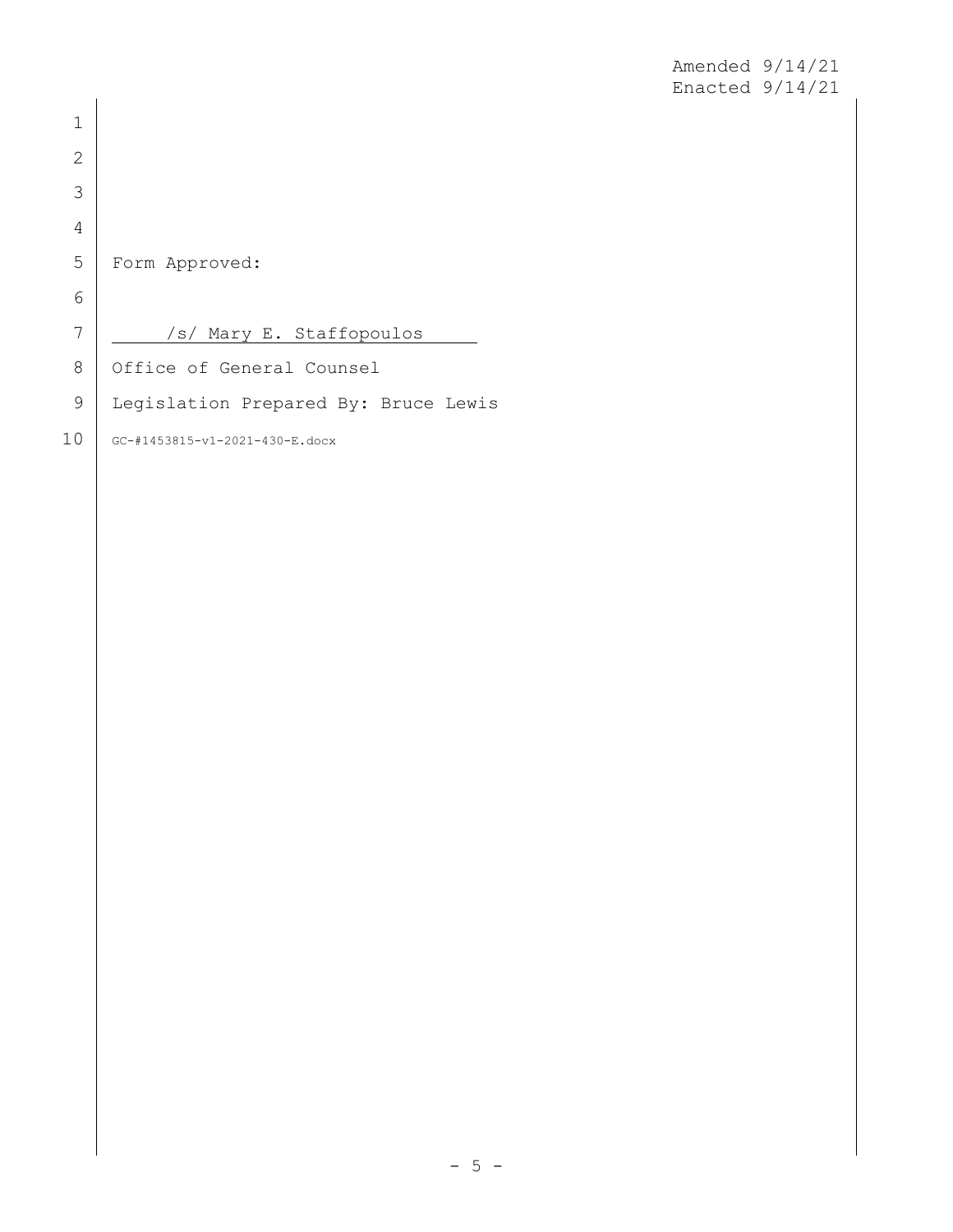Amended 9/14/21
Enacted 9/14/21

Form Approved:

/s/ Mary E. Staffopoulos

Office of General Counsel

Legislation Prepared By: Bruce Lewis

GC-#1453815-v1-2021-430-E.docx